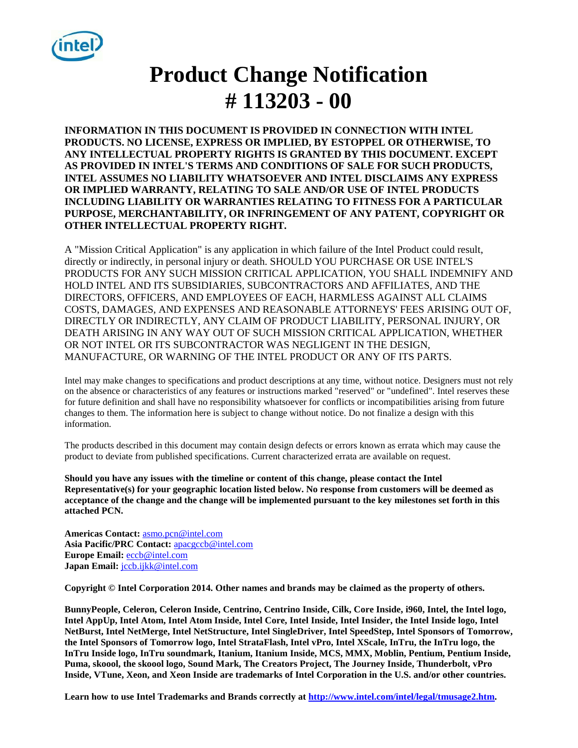# Product Change Notification
# # 113203 - 00

**INFORMATION IN THIS DOCUMENT IS PROVIDED IN CONNECTION WITH INTEL PRODUCTS. NO LICENSE, EXPRESS OR IMPLIED, BY ESTOPPEL OR OTHERWISE, TO ANY INTELLECTUAL PROPERTY RIGHTS IS GRANTED BY THIS DOCUMENT. EXCEPT AS PROVIDED IN INTEL'S TERMS AND CONDITIONS OF SALE FOR SUCH PRODUCTS, INTEL ASSUMES NO LIABILITY WHATSOEVER AND INTEL DISCLAIMS ANY EXPRESS OR IMPLIED WARRANTY, RELATING TO SALE AND/OR USE OF INTEL PRODUCTS INCLUDING LIABILITY OR WARRANTIES RELATING TO FITNESS FOR A PARTICULAR PURPOSE, MERCHANTABILITY, OR INFRINGEMENT OF ANY PATENT, COPYRIGHT OR OTHER INTELLECTUAL PROPERTY RIGHT.**

A "Mission Critical Application" is any application in which failure of the Intel Product could result, directly or indirectly, in personal injury or death. SHOULD YOU PURCHASE OR USE INTEL'S PRODUCTS FOR ANY SUCH MISSION CRITICAL APPLICATION, YOU SHALL INDEMNIFY AND HOLD INTEL AND ITS SUBSIDIARIES, SUBCONTRACTORS AND AFFILIATES, AND THE DIRECTORS, OFFICERS, AND EMPLOYEES OF EACH, HARMLESS AGAINST ALL CLAIMS COSTS, DAMAGES, AND EXPENSES AND REASONABLE ATTORNEYS' FEES ARISING OUT OF, DIRECTLY OR INDIRECTLY, ANY CLAIM OF PRODUCT LIABILITY, PERSONAL INJURY, OR DEATH ARISING IN ANY WAY OUT OF SUCH MISSION CRITICAL APPLICATION, WHETHER OR NOT INTEL OR ITS SUBCONTRACTOR WAS NEGLIGENT IN THE DESIGN, MANUFACTURE, OR WARNING OF THE INTEL PRODUCT OR ANY OF ITS PARTS.

Intel may make changes to specifications and product descriptions at any time, without notice. Designers must not rely on the absence or characteristics of any features or instructions marked "reserved" or "undefined". Intel reserves these for future definition and shall have no responsibility whatsoever for conflicts or incompatibilities arising from future changes to them. The information here is subject to change without notice. Do not finalize a design with this information.

The products described in this document may contain design defects or errors known as errata which may cause the product to deviate from published specifications. Current characterized errata are available on request.

**Should you have any issues with the timeline or content of this change, please contact the Intel Representative(s) for your geographic location listed below. No response from customers will be deemed as acceptance of the change and the change will be implemented pursuant to the key milestones set forth in this attached PCN.**

**Americas Contact:** asmo.pcn@intel.com
**Asia Pacific/PRC Contact:** apacgccb@intel.com
**Europe Email:** eccb@intel.com
**Japan Email:** jccb.ijkk@intel.com

**Copyright © Intel Corporation 2014. Other names and brands may be claimed as the property of others.**

**BunnyPeople, Celeron, Celeron Inside, Centrino, Centrino Inside, Cilk, Core Inside, i960, Intel, the Intel logo, Intel AppUp, Intel Atom, Intel Atom Inside, Intel Core, Intel Inside, Intel Insider, the Intel Inside logo, Intel NetBurst, Intel NetMerge, Intel NetStructure, Intel SingleDriver, Intel SpeedStep, Intel Sponsors of Tomorrow, the Intel Sponsors of Tomorrow logo, Intel StrataFlash, Intel vPro, Intel XScale, InTru, the InTru logo, the InTru Inside logo, InTru soundmark, Itanium, Itanium Inside, MCS, MMX, Moblin, Pentium, Pentium Inside, Puma, skoool, the skoool logo, Sound Mark, The Creators Project, The Journey Inside, Thunderbolt, vPro Inside, VTune, Xeon, and Xeon Inside are trademarks of Intel Corporation in the U.S. and/or other countries.**

**Learn how to use Intel Trademarks and Brands correctly at http://www.intel.com/intel/legal/tmusage2.htm.**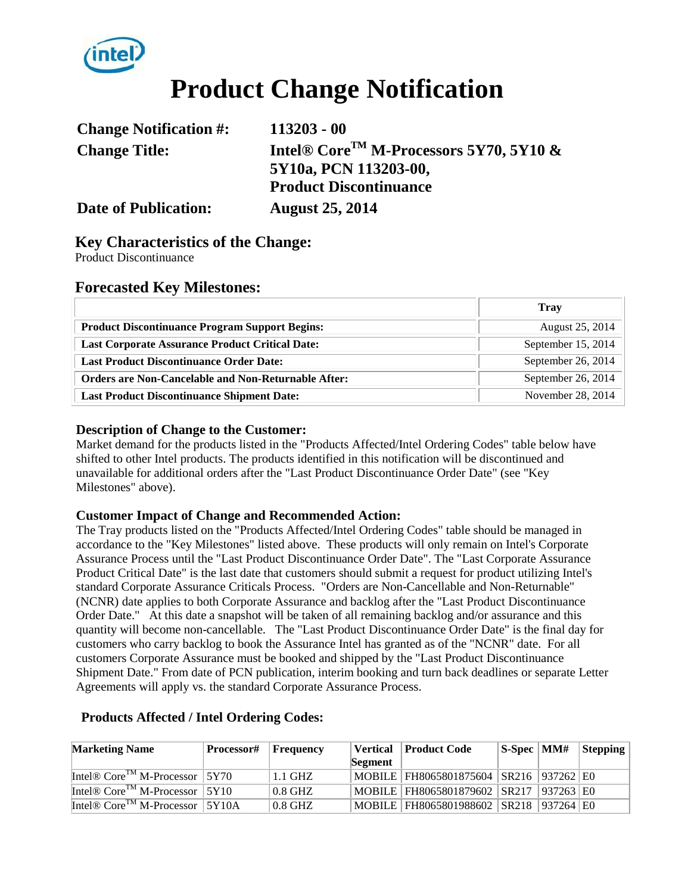# Product Change Notification

| | |
|---|---|
| **Change Notification #:** | **113203 - 00** |
| **Change Title:** | **Intel® Core™ M-Processors 5Y70, 5Y10 & 5Y10a, PCN 113203-00, Product Discontinuance** |
| **Date of Publication:** | **August 25, 2014** |

## Key Characteristics of the Change:

Product Discontinuance

## Forecasted Key Milestones:

| | Tray |
|---|---|
| **Product Discontinuance Program Support Begins:** | August 25, 2014 |
| **Last Corporate Assurance Product Critical Date:** | September 15, 2014 |
| **Last Product Discontinuance Order Date:** | September 26, 2014 |
| **Orders are Non-Cancelable and Non-Returnable After:** | September 26, 2014 |
| **Last Product Discontinuance Shipment Date:** | November 28, 2014 |

### Description of Change to the Customer:

Market demand for the products listed in the "Products Affected/Intel Ordering Codes" table below have shifted to other Intel products. The products identified in this notification will be discontinued and unavailable for additional orders after the "Last Product Discontinuance Order Date" (see "Key Milestones" above).

### Customer Impact of Change and Recommended Action:

The Tray products listed on the "Products Affected/Intel Ordering Codes" table should be managed in accordance to the "Key Milestones" listed above. These products will only remain on Intel's Corporate Assurance Process until the "Last Product Discontinuance Order Date". The "Last Corporate Assurance Product Critical Date" is the last date that customers should submit a request for product utilizing Intel's standard Corporate Assurance Criticals Process. "Orders are Non-Cancellable and Non-Returnable" (NCNR) date applies to both Corporate Assurance and backlog after the "Last Product Discontinuance Order Date." At this date a snapshot will be taken of all remaining backlog and/or assurance and this quantity will become non-cancellable. The "Last Product Discontinuance Order Date" is the final day for customers who carry backlog to book the Assurance Intel has granted as of the "NCNR" date. For all customers Corporate Assurance must be booked and shipped by the "Last Product Discontinuance Shipment Date." From date of PCN publication, interim booking and turn back deadlines or separate Letter Agreements will apply vs. the standard Corporate Assurance Process.

### Products Affected / Intel Ordering Codes:

| Marketing Name | Processor# | Frequency | Vertical Segment | Product Code | S-Spec | MM# | Stepping |
|---|---|---|---|---|---|---|---|
| Intel® Core™ M-Processor | 5Y70 | 1.1 GHZ | MOBILE | FH8065801875604 | SR216 | 937262 | E0 |
| Intel® Core™ M-Processor | 5Y10 | 0.8 GHZ | MOBILE | FH8065801879602 | SR217 | 937263 | E0 |
| Intel® Core™ M-Processor | 5Y10A | 0.8 GHZ | MOBILE | FH8065801988602 | SR218 | 937264 | E0 |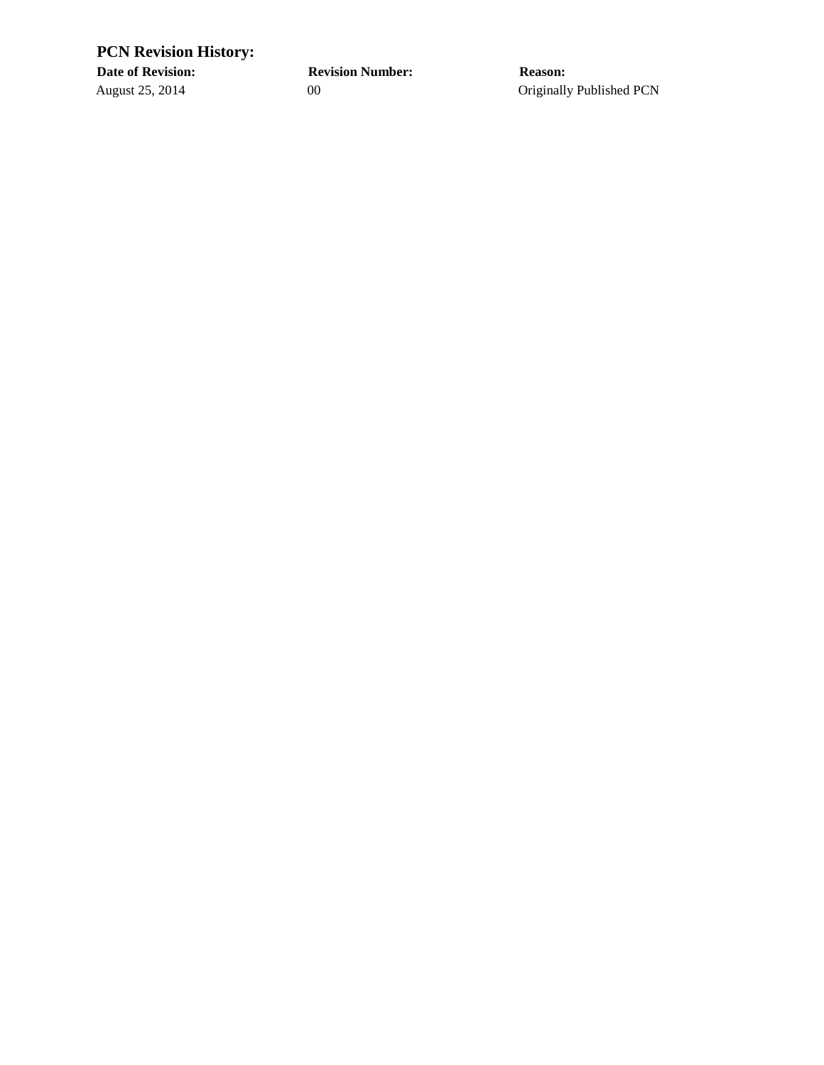**PCN Revision History:**

| Date of Revision: | Revision Number: | Reason: |
| --- | --- | --- |
| August 25, 2014 | 00 | Originally Published PCN |